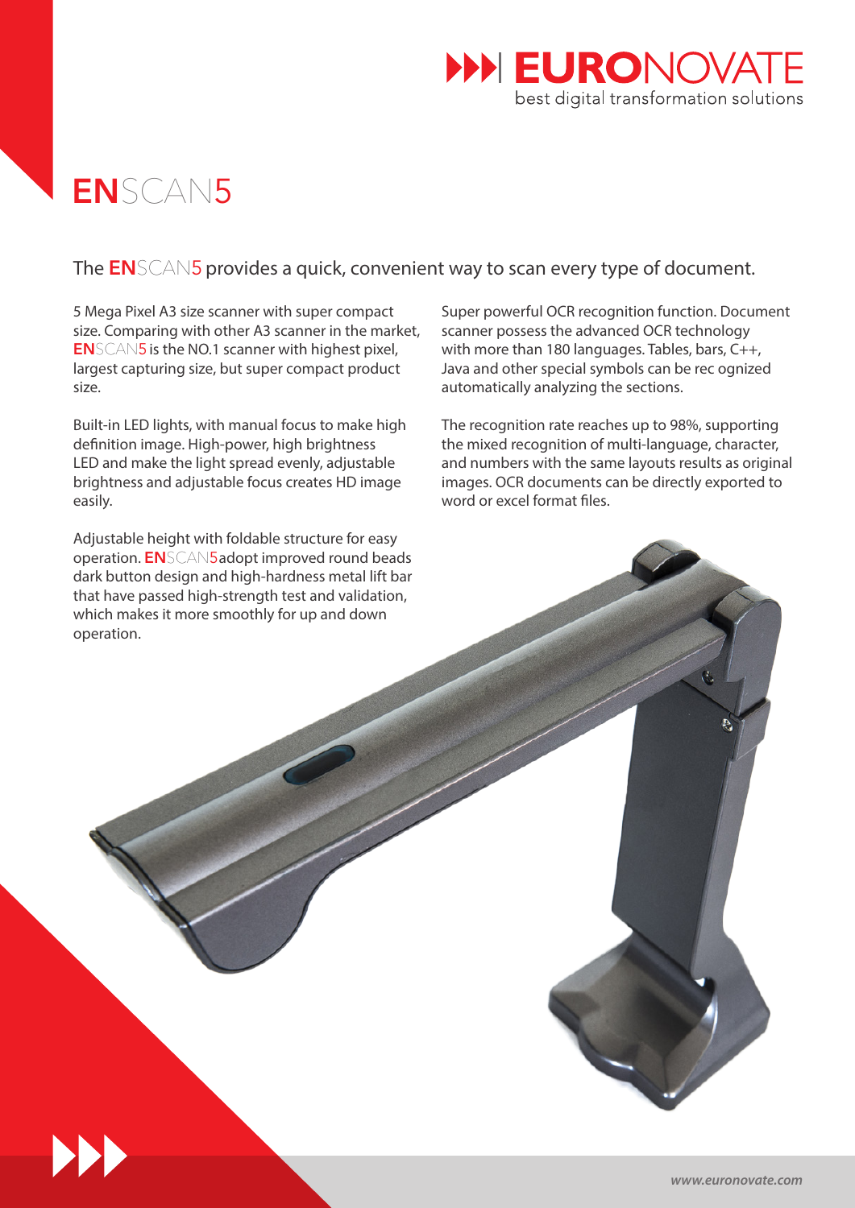# ENSCAN5

## The ENSCAN5 provides a quick, convenient way to scan every type of document.

5 Mega Pixel A3 size scanner with super compact size. Comparing with other A3 scanner in the market, **EN**SCAN5 is the NO.1 scanner with highest pixel, largest capturing size, but super compact product size.

Built-in LED lights, with manual focus to make high definition image. High-power, high brightness LED and make the light spread evenly, adjustable brightness and adjustable focus creates HD image easily.

Adjustable height with foldable structure for easy operation. **EN**SCAN5adopt improved round beads dark button design and high-hardness metal lift bar that have passed high-strength test and validation, which makes it more smoothly for up and down operation.

Super powerful OCR recognition function. Document scanner possess the advanced OCR technology with more than 180 languages. Tables, bars, C++, Java and other special symbols can be rec ognized automatically analyzing the sections.

The recognition rate reaches up to 98%, supporting the mixed recognition of multi-language, character, and numbers with the same layouts results as original images. OCR documents can be directly exported to word or excel format files.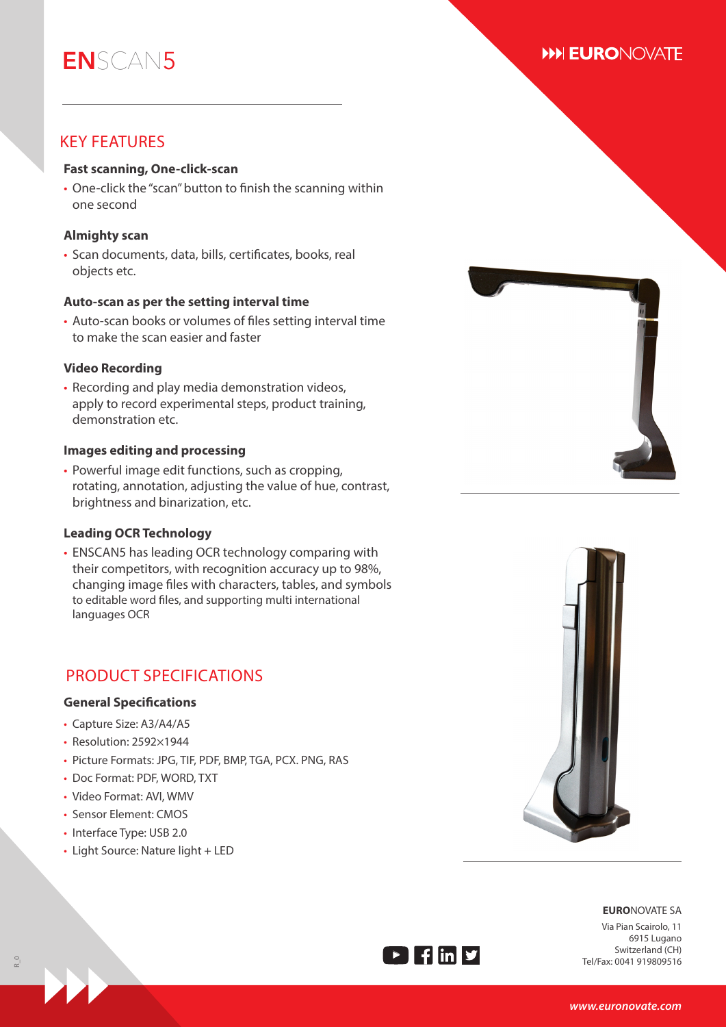# ENSCAN5

EURONOVATE

## KEY FEATURES

**Fast scanning, One-click-scan**

- One-click the "scan" button to finish the scanning within one second

**Almighty scan**

- Scan documents, data, bills, certificates, books, real objects etc.

**Auto-scan as per the setting interval time**

- Auto-scan books or volumes of files setting interval time to make the scan easier and faster

**Video Recording**

- Recording and play media demonstration videos, apply to record experimental steps, product training, demonstration etc.

**Images editing and processing**

- Powerful image edit functions, such as cropping, rotating, annotation, adjusting the value of hue, contrast, brightness and binarization, etc.

**Leading OCR Technology**

- ENSCAN5 has leading OCR technology comparing with their competitors, with recognition accuracy up to 98%, changing image files with characters, tables, and symbols to editable word files, and supporting multi international languages OCR

## PRODUCT SPECIFICATIONS

**General Specifications**

- Capture Size: A3/A4/A5
- Resolution: 2592×1944
- Picture Formats: JPG, TIF, PDF, BMP, TGA, PCX. PNG, RAS
- Doc Format: PDF, WORD, TXT
- Video Format: AVI, WMV
- Sensor Element: CMOS
- Interface Type: USB 2.0
- Light Source: Nature light + LED

**EURONOVATE SA**
Via Pian Scairolo, 11
6915 Lugano
Switzerland (CH)
Tel/Fax: 0041 919809516

*www.euronovate.com*